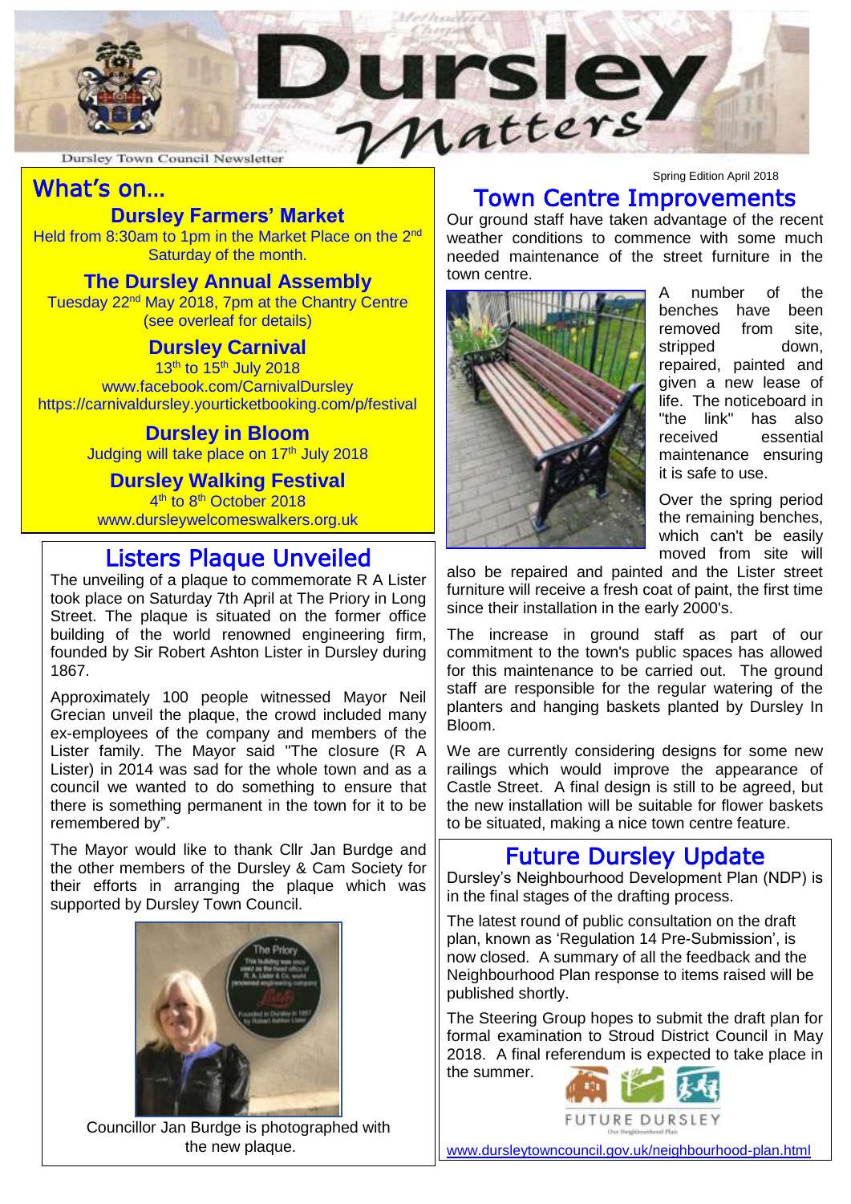# Dursley Matters

Dursley Town Council Newsletter

Spring Edition April 2018

## What's on…

### Dursley Farmers' Market

Held from 8:30am to 1pm in the Market Place on the 2nd Saturday of the month.

### The Dursley Annual Assembly

Tuesday 22nd May 2018, 7pm at the Chantry Centre (see overleaf for details)

### Dursley Carnival

13th to 15th July 2018
www.facebook.com/CarnivalDursley
https://carnivaldursley.yourticketbooking.com/p/festival

### Dursley in Bloom

Judging will take place on 17th July 2018

### Dursley Walking Festival

4th to 8th October 2018
www.dursleywelcomeswalkers.org.uk

## Listers Plaque Unveiled

The unveiling of a plaque to commemorate R A Lister took place on Saturday 7th April at The Priory in Long Street. The plaque is situated on the former office building of the world renowned engineering firm, founded by Sir Robert Ashton Lister in Dursley during 1867.

Approximately 100 people witnessed Mayor Neil Grecian unveil the plaque, the crowd included many ex-employees of the company and members of the Lister family. The Mayor said "The closure (R A Lister) in 2014 was sad for the whole town and as a council we wanted to do something to ensure that there is something permanent in the town for it to be remembered by".

The Mayor would like to thank Cllr Jan Burdge and the other members of the Dursley & Cam Society for their efforts in arranging the plaque which was supported by Dursley Town Council.

Councillor Jan Burdge is photographed with the new plaque.

## Town Centre Improvements

Our ground staff have taken advantage of the recent weather conditions to commence with some much needed maintenance of the street furniture in the town centre.

A number of the benches have been removed from site, stripped down, repaired, painted and given a new lease of life. The noticeboard in "the link" has also received essential maintenance ensuring it is safe to use.

Over the spring period the remaining benches, which can't be easily moved from site will also be repaired and painted and the Lister street furniture will receive a fresh coat of paint, the first time since their installation in the early 2000's.

The increase in ground staff as part of our commitment to the town's public spaces has allowed for this maintenance to be carried out. The ground staff are responsible for the regular watering of the planters and hanging baskets planted by Dursley In Bloom.

We are currently considering designs for some new railings which would improve the appearance of Castle Street. A final design is still to be agreed, but the new installation will be suitable for flower baskets to be situated, making a nice town centre feature.

## Future Dursley Update

Dursley's Neighbourhood Development Plan (NDP) is in the final stages of the drafting process.

The latest round of public consultation on the draft plan, known as 'Regulation 14 Pre-Submission', is now closed. A summary of all the feedback and the Neighbourhood Plan response to items raised will be published shortly.

The Steering Group hopes to submit the draft plan for formal examination to Stroud District Council in May 2018. A final referendum is expected to take place in the summer.

FUTURE DURSLEY
Our Neighbourhood Plan

www.dursleytowncouncil.gov.uk/neighbourhood-plan.html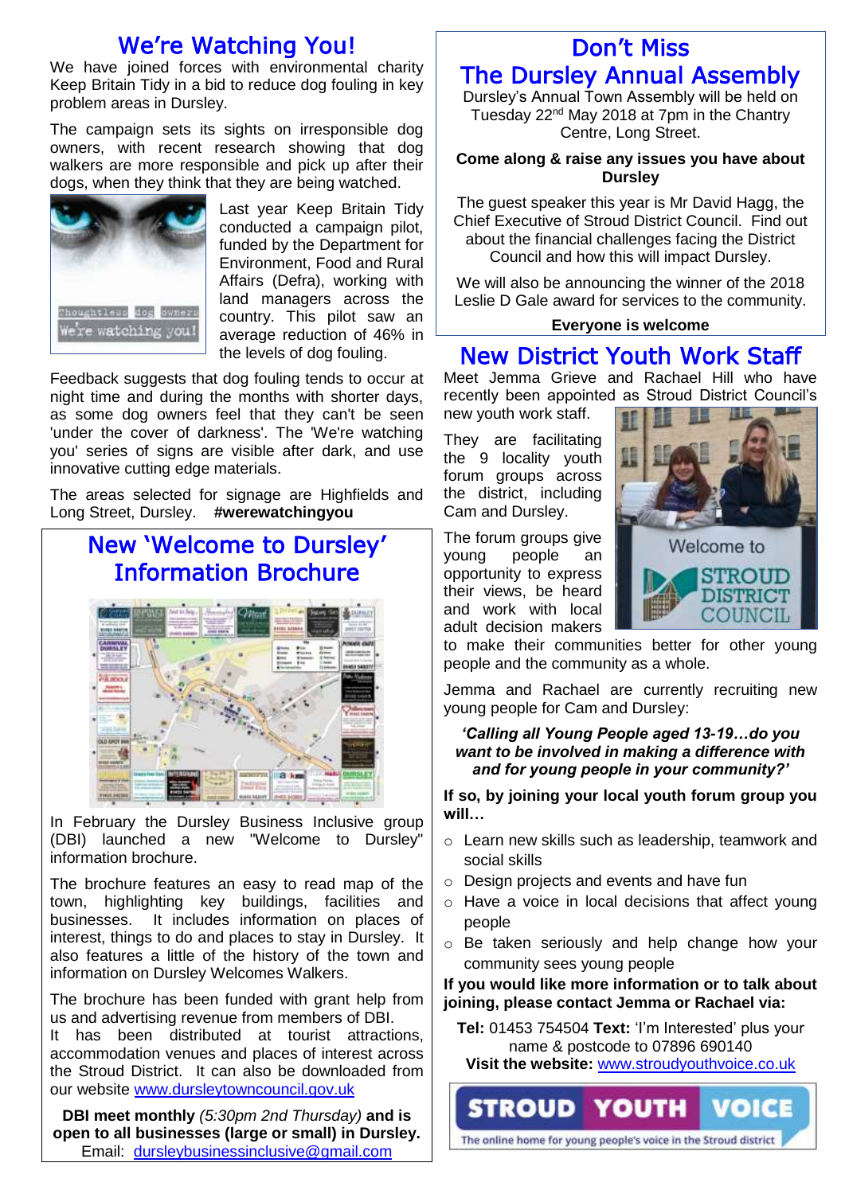## We're Watching You!

We have joined forces with environmental charity Keep Britain Tidy in a bid to reduce dog fouling in key problem areas in Dursley.

The campaign sets its sights on irresponsible dog owners, with recent research showing that dog walkers are more responsible and pick up after their dogs, when they think that they are being watched.

Last year Keep Britain Tidy conducted a campaign pilot, funded by the Department for Environment, Food and Rural Affairs (Defra), working with land managers across the country. This pilot saw an average reduction of 46% in the levels of dog fouling.

Feedback suggests that dog fouling tends to occur at night time and during the months with shorter days, as some dog owners feel that they can't be seen 'under the cover of darkness'. The 'We're watching you' series of signs are visible after dark, and use innovative cutting edge materials.

The areas selected for signage are Highfields and Long Street, Dursley. **#werewatchingyou**

## New 'Welcome to Dursley' Information Brochure

In February the Dursley Business Inclusive group (DBI) launched a new "Welcome to Dursley" information brochure.

The brochure features an easy to read map of the town, highlighting key buildings, facilities and businesses. It includes information on places of interest, things to do and places to stay in Dursley. It also features a little of the history of the town and information on Dursley Welcomes Walkers.

The brochure has been funded with grant help from us and advertising revenue from members of DBI. It has been distributed at tourist attractions, accommodation venues and places of interest across the Stroud District. It can also be downloaded from our website www.dursleytowncouncil.gov.uk

**DBI meet monthly** *(5:30pm 2nd Thursday)* **and is open to all businesses (large or small) in Dursley.**
Email: dursleybusinessinclusive@gmail.com

## Don't Miss The Dursley Annual Assembly

Dursley's Annual Town Assembly will be held on Tuesday 22nd May 2018 at 7pm in the Chantry Centre, Long Street.

**Come along & raise any issues you have about Dursley**

The guest speaker this year is Mr David Hagg, the Chief Executive of Stroud District Council. Find out about the financial challenges facing the District Council and how this will impact Dursley.

We will also be announcing the winner of the 2018 Leslie D Gale award for services to the community.

**Everyone is welcome**

## New District Youth Work Staff

Meet Jemma Grieve and Rachael Hill who have recently been appointed as Stroud District Council's new youth work staff.

They are facilitating the 9 locality youth forum groups across the district, including Cam and Dursley.

The forum groups give young people an opportunity to express their views, be heard and work with local adult decision makers to make their communities better for other young people and the community as a whole.

Jemma and Rachael are currently recruiting new young people for Cam and Dursley:

***'Calling all Young People aged 13-19…do you want to be involved in making a difference with and for young people in your community?'***

**If so, by joining your local youth forum group you will…**

- Learn new skills such as leadership, teamwork and social skills
- Design projects and events and have fun
- Have a voice in local decisions that affect young people
- Be taken seriously and help change how your community sees young people

**If you would like more information or to talk about joining, please contact Jemma or Rachael via:**

**Tel:** 01453 754504 **Text:** 'I'm Interested' plus your name & postcode to 07896 690140
**Visit the website:** www.stroudyouthvoice.co.uk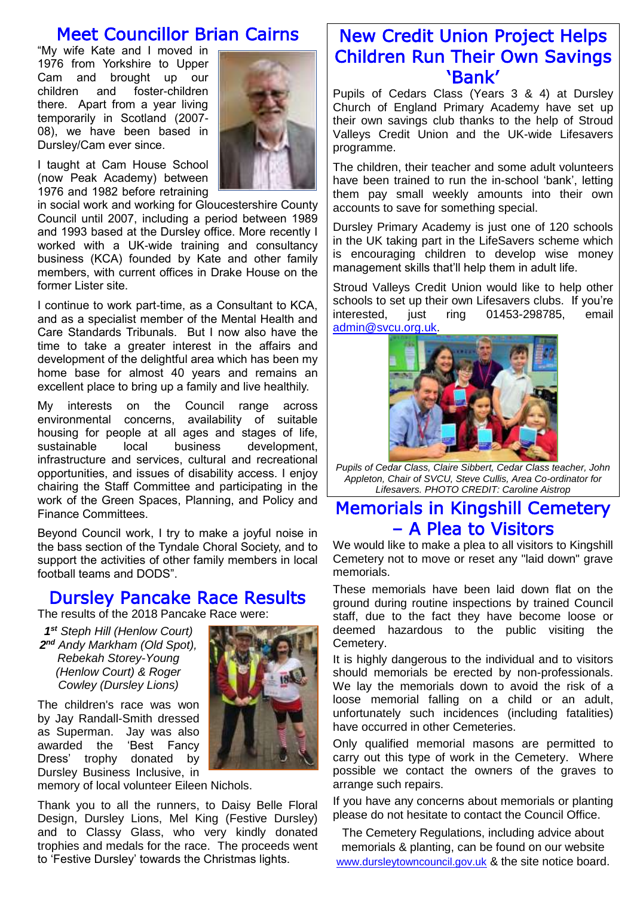## Meet Councillor Brian Cairns

"My wife Kate and I moved in 1976 from Yorkshire to Upper Cam and brought up our children and foster-children there. Apart from a year living temporarily in Scotland (2007-08), we have been based in Dursley/Cam ever since.

I taught at Cam House School (now Peak Academy) between 1976 and 1982 before retraining in social work and working for Gloucestershire County Council until 2007, including a period between 1989 and 1993 based at the Dursley office. More recently I worked with a UK-wide training and consultancy business (KCA) founded by Kate and other family members, with current offices in Drake House on the former Lister site.

I continue to work part-time, as a Consultant to KCA, and as a specialist member of the Mental Health and Care Standards Tribunals. But I now also have the time to take a greater interest in the affairs and development of the delightful area which has been my home base for almost 40 years and remains an excellent place to bring up a family and live healthily.

My interests on the Council range across environmental concerns, availability of suitable housing for people at all ages and stages of life, sustainable local business development, infrastructure and services, cultural and recreational opportunities, and issues of disability access. I enjoy chairing the Staff Committee and participating in the work of the Green Spaces, Planning, and Policy and Finance Committees.

Beyond Council work, I try to make a joyful noise in the bass section of the Tyndale Choral Society, and to support the activities of other family members in local football teams and DODS".

## Dursley Pancake Race Results

The results of the 2018 Pancake Race were:

*1st Steph Hill (Henlow Court)*
*2nd Andy Markham (Old Spot), Rebekah Storey-Young (Henlow Court) & Roger Cowley (Dursley Lions)*

The children's race was won by Jay Randall-Smith dressed as Superman. Jay was also awarded the 'Best Fancy Dress' trophy donated by Dursley Business Inclusive, in memory of local volunteer Eileen Nichols.

Thank you to all the runners, to Daisy Belle Floral Design, Dursley Lions, Mel King (Festive Dursley) and to Classy Glass, who very kindly donated trophies and medals for the race. The proceeds went to 'Festive Dursley' towards the Christmas lights.

## New Credit Union Project Helps Children Run Their Own Savings 'Bank'

Pupils of Cedars Class (Years 3 & 4) at Dursley Church of England Primary Academy have set up their own savings club thanks to the help of Stroud Valleys Credit Union and the UK-wide Lifesavers programme.

The children, their teacher and some adult volunteers have been trained to run the in-school 'bank', letting them pay small weekly amounts into their own accounts to save for something special.

Dursley Primary Academy is just one of 120 schools in the UK taking part in the LifeSavers scheme which is encouraging children to develop wise money management skills that'll help them in adult life.

Stroud Valleys Credit Union would like to help other schools to set up their own Lifesavers clubs. If you're interested, just ring 01453-298785, email admin@svcu.org.uk.

*Pupils of Cedar Class, Claire Sibbert, Cedar Class teacher, John Appleton, Chair of SVCU, Steve Cullis, Area Co-ordinator for Lifesavers. PHOTO CREDIT: Caroline Aistrop*

## Memorials in Kingshill Cemetery – A Plea to Visitors

We would like to make a plea to all visitors to Kingshill Cemetery not to move or reset any "laid down" grave memorials.

These memorials have been laid down flat on the ground during routine inspections by trained Council staff, due to the fact they have become loose or deemed hazardous to the public visiting the Cemetery.

It is highly dangerous to the individual and to visitors should memorials be erected by non-professionals. We lay the memorials down to avoid the risk of a loose memorial falling on a child or an adult, unfortunately such incidences (including fatalities) have occurred in other Cemeteries.

Only qualified memorial masons are permitted to carry out this type of work in the Cemetery. Where possible we contact the owners of the graves to arrange such repairs.

If you have any concerns about memorials or planting please do not hesitate to contact the Council Office.

The Cemetery Regulations, including advice about memorials & planting, can be found on our website www.dursleytowncouncil.gov.uk & the site notice board.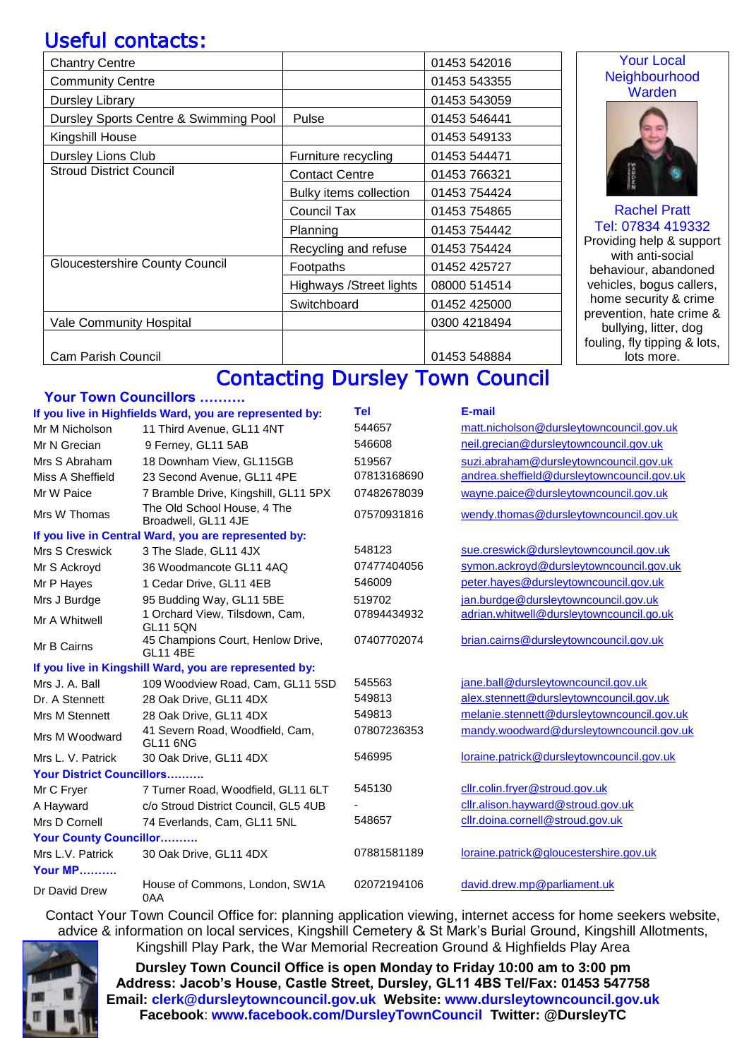# Useful contacts:

| | | |
|---|---|---|
| Chantry Centre | | 01453 542016 |
| Community Centre | | 01453 543355 |
| Dursley Library | | 01453 543059 |
| Dursley Sports Centre & Swimming Pool | Pulse | 01453 546441 |
| Kingshill House | | 01453 549133 |
| Dursley Lions Club | Furniture recycling | 01453 544471 |
| Stroud District Council | Contact Centre | 01453 766321 |
| | Bulky items collection | 01453 754424 |
| | Council Tax | 01453 754865 |
| | Planning | 01453 754442 |
| | Recycling and refuse | 01453 754424 |
| Gloucestershire County Council | Footpaths | 01452 425727 |
| | Highways /Street lights | 08000 514514 |
| | Switchboard | 01452 425000 |
| Vale Community Hospital | | 0300 4218494 |
| Cam Parish Council | | 01453 548884 |

**Your Local Neighbourhood Warden**

Rachel Pratt
Tel: 07834 419332

Providing help & support with anti-social behaviour, abandoned vehicles, bogus callers, home security & crime prevention, hate crime & bullying, litter, dog fouling, fly tipping & lots, lots more.

# Contacting Dursley Town Council

## Your Town Councillors ……….

| | | Tel | E-mail |
|---|---|---|---|
| **If you live in Highfields Ward, you are represented by:** | | | |
| Mr M Nicholson | 11 Third Avenue, GL11 4NT | 544657 | matt.nicholson@dursleytowncouncil.gov.uk |
| Mr N Grecian | 9 Ferney, GL11 5AB | 546608 | neil.grecian@dursleytowncouncil.gov.uk |
| Mrs S Abraham | 18 Downham View, GL115GB | 519567 | suzi.abraham@dursleytowncouncil.gov.uk |
| Miss A Sheffield | 23 Second Avenue, GL11 4PE | 07813168690 | andrea.sheffield@dursleytowncouncil.gov.uk |
| Mr W Paice | 7 Bramble Drive, Kingshill, GL11 5PX | 07482678039 | wayne.paice@dursleytowncouncil.gov.uk |
| Mrs W Thomas | The Old School House, 4 The Broadwell, GL11 4JE | 07570931816 | wendy.thomas@dursleytowncouncil.gov.uk |
| **If you live in Central Ward, you are represented by:** | | | |
| Mrs S Creswick | 3 The Slade, GL11 4JX | 548123 | sue.creswick@dursleytowncouncil.gov.uk |
| Mr S Ackroyd | 36 Woodmancote GL11 4AQ | 07477404056 | symon.ackroyd@dursleytowncouncil.gov.uk |
| Mr P Hayes | 1 Cedar Drive, GL11 4EB | 546009 | peter.hayes@dursleytowncouncil.gov.uk |
| Mrs J Burdge | 95 Budding Way, GL11 5BE | 519702 | jan.burdge@dursleytowncouncil.gov.uk |
| Mr A Whitwell | 1 Orchard View, Tilsdown, Cam, GL11 5QN | 07894434932 | adrian.whitwell@dursleytowncouncil.go.uk |
| Mr B Cairns | 45 Champions Court, Henlow Drive, GL11 4BE | 07407702074 | brian.cairns@dursleytowncouncil.gov.uk |
| **If you live in Kingshill Ward, you are represented by:** | | | |
| Mrs J. A. Ball | 109 Woodview Road, Cam, GL11 5SD | 545563 | jane.ball@dursleytowncouncil.gov.uk |
| Dr. A Stennett | 28 Oak Drive, GL11 4DX | 549813 | alex.stennett@dursleytowncouncil.gov.uk |
| Mrs M Stennett | 28 Oak Drive, GL11 4DX | 549813 | melanie.stennett@dursleytowncouncil.gov.uk |
| Mrs M Woodward | 41 Severn Road, Woodfield, Cam, GL11 6NG | 07807236353 | mandy.woodward@dursleytowncouncil.gov.uk |
| Mrs L. V. Patrick | 30 Oak Drive, GL11 4DX | 546995 | loraine.patrick@dursleytowncouncil.gov.uk |
| **Your District Councillors……….** | | | |
| Mr C Fryer | 7 Turner Road, Woodfield, GL11 6LT | 545130 | cllr.colin.fryer@stroud.gov.uk |
| A Hayward | c/o Stroud District Council, GL5 4UB | - | cllr.alison.hayward@stroud.gov.uk |
| Mrs D Cornell | 74 Everlands, Cam, GL11 5NL | 548657 | cllr.doina.cornell@stroud.gov.uk |
| **Your County Councillor……….** | | | |
| Mrs L.V. Patrick | 30 Oak Drive, GL11 4DX | 07881581189 | loraine.patrick@gloucestershire.gov.uk |
| **Your MP……….** | | | |
| Dr David Drew | House of Commons, London, SW1A 0AA | 02072194106 | david.drew.mp@parliament.uk |

Contact Your Town Council Office for: planning application viewing, internet access for home seekers website, advice & information on local services, Kingshill Cemetery & St Mark's Burial Ground, Kingshill Allotments, Kingshill Play Park, the War Memorial Recreation Ground & Highfields Play Area

**Dursley Town Council Office is open Monday to Friday 10:00 am to 3:00 pm**
**Address: Jacob's House, Castle Street, Dursley, GL11 4BS Tel/Fax: 01453 547758**
**Email: clerk@dursleytowncouncil.gov.uk Website: www.dursleytowncouncil.gov.uk**
**Facebook: www.facebook.com/DursleyTownCouncil Twitter: @DursleyTC**